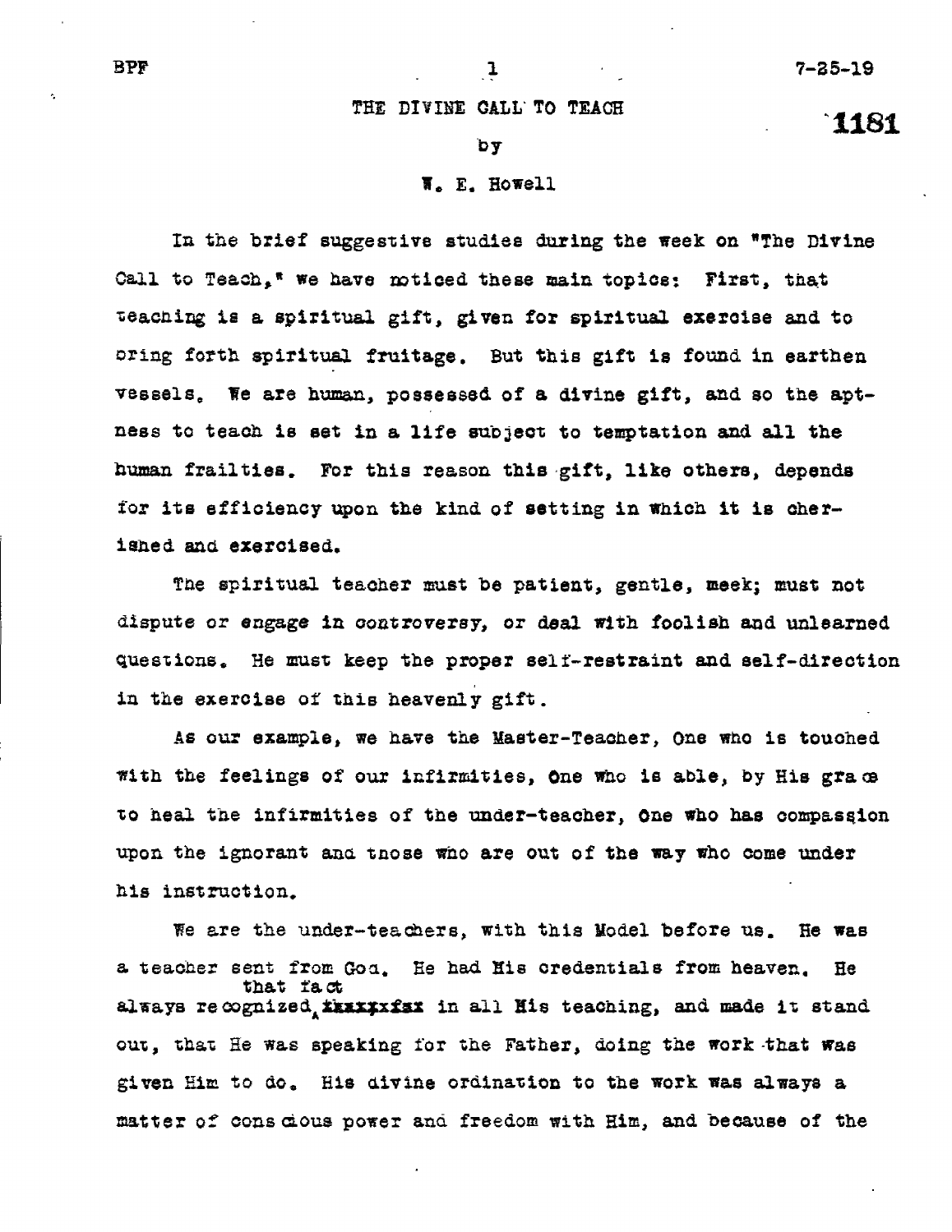# THE DIVINE CALL TO TEACH

by

W. E. Howell

In the brief suggestive studies during the week on "The Divine Call to Teach," we have noticed these main topics: First, that teaching is a spiritual gift, given for spiritual exercise and to bring forth spiritual fruitage. But this gift is found in earthen vessels. We are human, possessed of a divine gift, and so the aptness to teach is set in a life subject to temptation and all the human frailties. For this reason this gift, like others, depends for its efficiency upon the kind of setting in which it is cherished and exercised.

The spiritual teacher must be patient, gentle, meek; must not dispute or engage in controversy, or deal with foolish and unlearned questions. He must keep the proper self-restraint and self-direction in the exercise of this heavenly gift.

As our example, we have the Master-Teacher, One who is touched with the feelings of our infirmities, One who is able, by His grace to heal the infirmities of the under-teacher, One who has compassion upon the ignorant and those who are out of the way who come under his instruction.

We are the under-teachers, with this Model before us. He was a teacher sent from God. He had His credentials from heaven. He always recognized that fact in all His teaching, and made it stand out, that He was speaking for the Father, doing the work that was given Him to do. His divine ordination to the work was always a matter of conscious power and freedom with Him, and because of the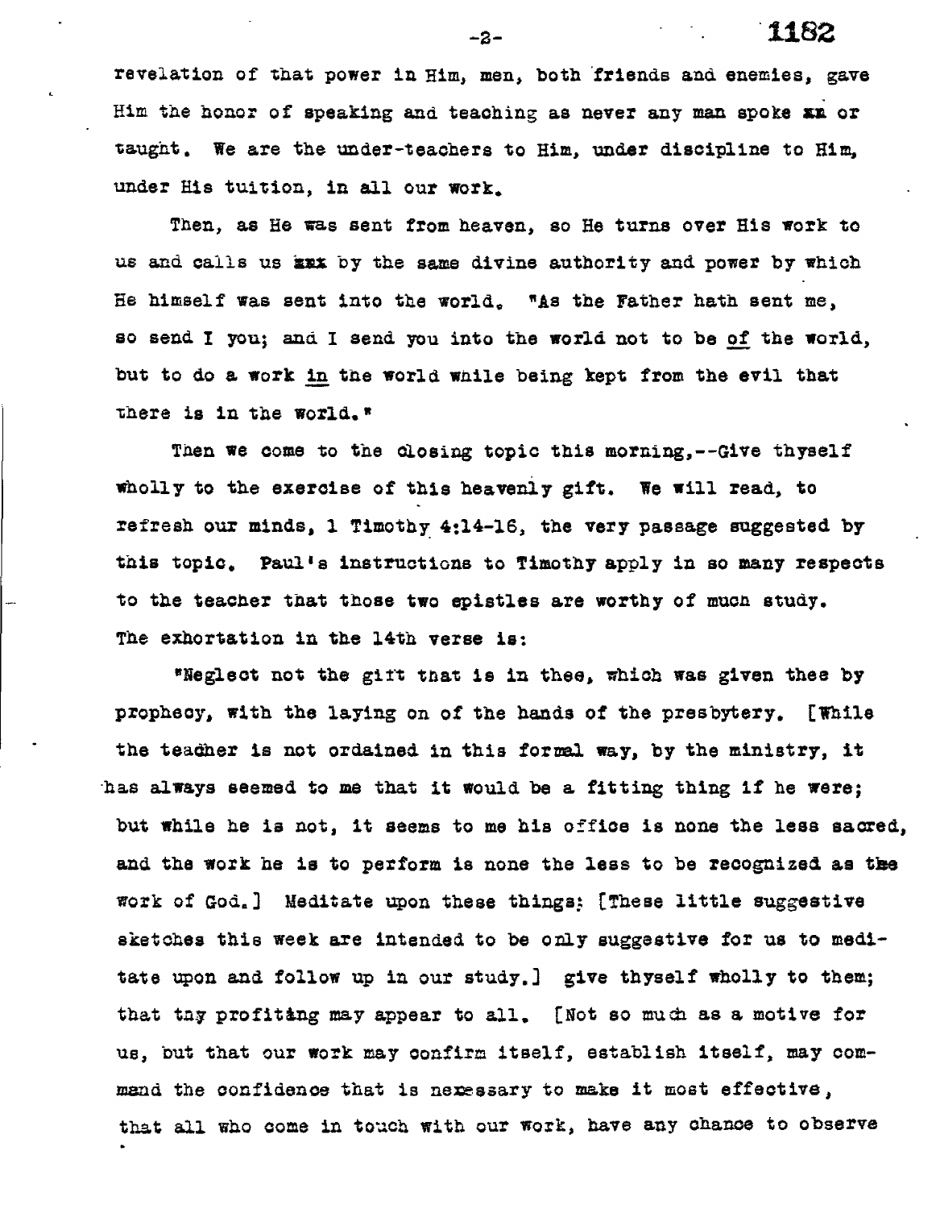revelation of that power in Him, men, both friends and enemies, gave Him the honor of speaking and teaching as never any man spoke xx or taught. We are the under-teachers to Him, under discipline to Him, under His tuition, in all our work.

Then, as He was sent from heaven, so He turns over His work to us and calls us xxx by the same divine authority and power by which He himself was sent into the world. "As the Father hath sent me, so send I you; and I send you into the world not to be of the world, but to do a work in the world while being kept from the evil that there is in the world."

Then we come to the closing topic this morning,--Give thyself wholly to the exercise of this heavenly gift. We will read, to refresh our minds, 1 Timothy 4:14-16, the very passage suggested by this topic. Paul's instructions to Timothy apply in so many respects to the teacher that those two epistles are worthy of much study. The exhortation in the 14th verse is:

"Neglect not the gift that is in thee, which was given thee by prophecy, with the laying on of the hands of the presbytery. [While the teacher is not ordained in this formal way, by the ministry, it has always seemed to me that it would be a fitting thing if he were; but while he is not, it seems to me his office is none the less sacred, and the work he is to perform is none the less to be recognized as the work of God.] Meditate upon these things; [These little suggestive sketches this week are intended to be only suggestive for us to meditate upon and follow up in our study.] give thyself wholly to them; that thy profiting may appear to all. [Not so much as a motive for us, but that our work may confirm itself, establish itself, may command the confidence that is necessary to make it most effective, that all who come in touch with our work, have any chance to observe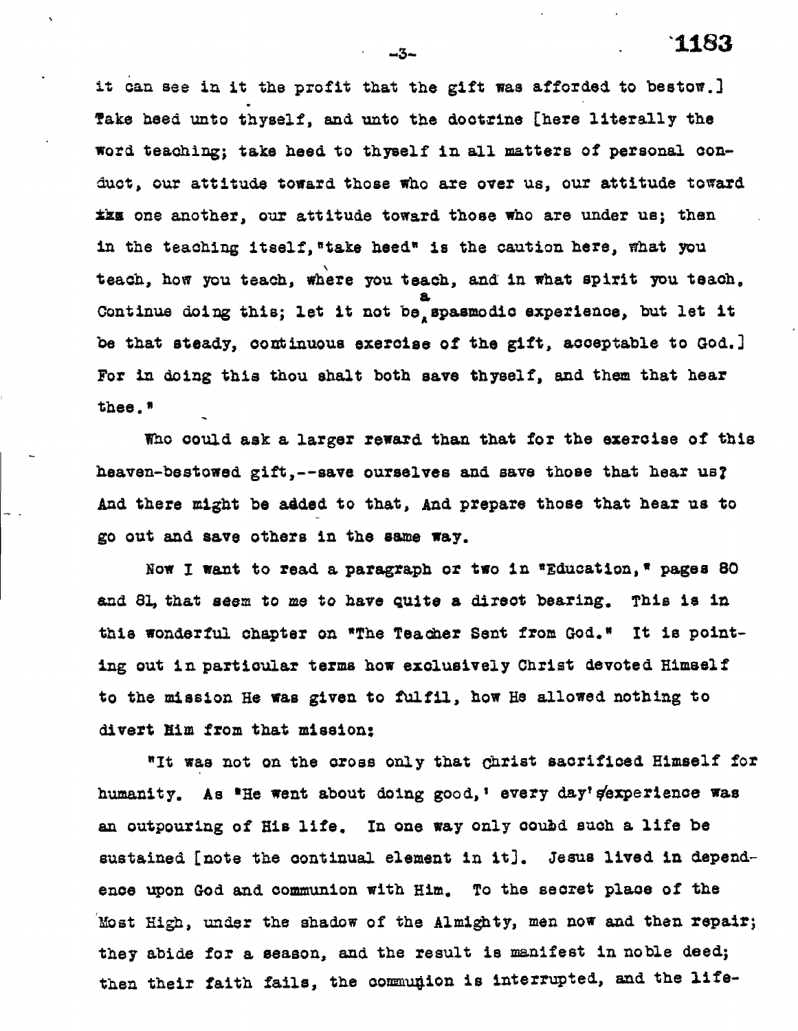it can see in it the profit that the gift was afforded to bestow.] Take heed unto thyself, and unto the doctrine [here literally the word teaching; take heed to thyself in all matters of personal conduct, our attitude toward those who are over us, our attitude toward one another, our attitude toward those who are under us; then in the teaching itself, "take heed" is the caution here, what you teach, how you teach, where you teach, and in what spirit you teach. Continue doing this; let it not be a spasmodic experience, but let it be that steady, continuous exercise of the gift, acceptable to God.] For in doing this thou shalt both save thyself, and them that hear thee."

Who could ask a larger reward than that for the exercise of this heaven-bestowed gift,--save ourselves and save those that hear us? And there might be added to that, And prepare those that hear us to go out and save others in the same way.

Now I want to read a paragraph or two in "Education," pages 80 and 81, that seem to me to have quite a direct bearing. This is in this wonderful chapter on "The Teacher Sent from God." It is pointing out in particular terms how exclusively Christ devoted Himself to the mission He was given to fulfil, how He allowed nothing to divert Him from that mission:

"It was not on the cross only that Christ sacrificed Himself for humanity. As 'He went about doing good,' every day's experience was an outpouring of His life. In one way only could such a life be sustained [note the continual element in it]. Jesus lived in dependence upon God and communion with Him. To the secret place of the Most High, under the shadow of the Almighty, men now and then repair; they abide for a season, and the result is manifest in noble deed; then their faith fails, the communion is interrupted, and the life-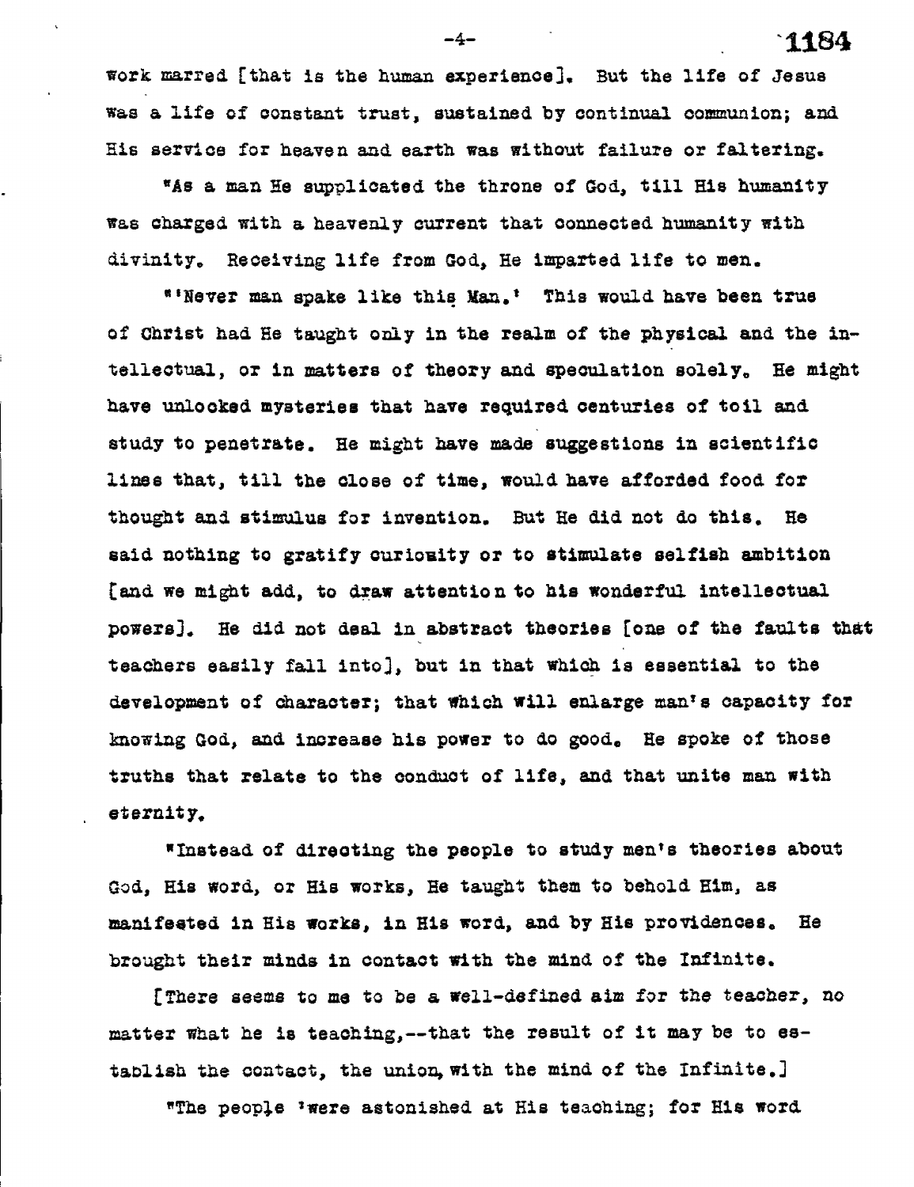work marred [that is the human experience]. But the life of Jesus was a life of constant trust, sustained by continual communion; and His service for heaven and earth was without failure or faltering.

"As a man He supplicated the throne of God, till His humanity was charged with a heavenly current that connected humanity with divinity. Receiving life from God, He imparted life to men.

"'Never man spake like this Man.' This would have been true of Christ had He taught only in the realm of the physical and the intellectual, or in matters of theory and speculation solely. He might have unlocked mysteries that have required centuries of toil and study to penetrate. He might have made suggestions in scientific lines that, till the close of time, would have afforded food for thought and stimulus for invention. But He did not do this. He said nothing to gratify curiosity or to stimulate selfish ambition [and we might add, to draw attention to his wonderful intellectual powers]. He did not deal in abstract theories [one of the faults that teachers easily fall into], but in that which is essential to the development of character; that which will enlarge man's capacity for knowing God, and increase his power to do good. He spoke of those truths that relate to the conduct of life, and that unite man with eternity.

"Instead of directing the people to study men's theories about God, His word, or His works, He taught them to behold Him, as manifested in His works, in His word, and by His providences. He brought their minds in contact with the mind of the Infinite.

[There seems to me to be a well-defined aim for the teacher, no matter what he is teaching,--that the result of it may be to establish the contact, the union, with the mind of the Infinite.]

"The people 'were astonished at His teaching; for His word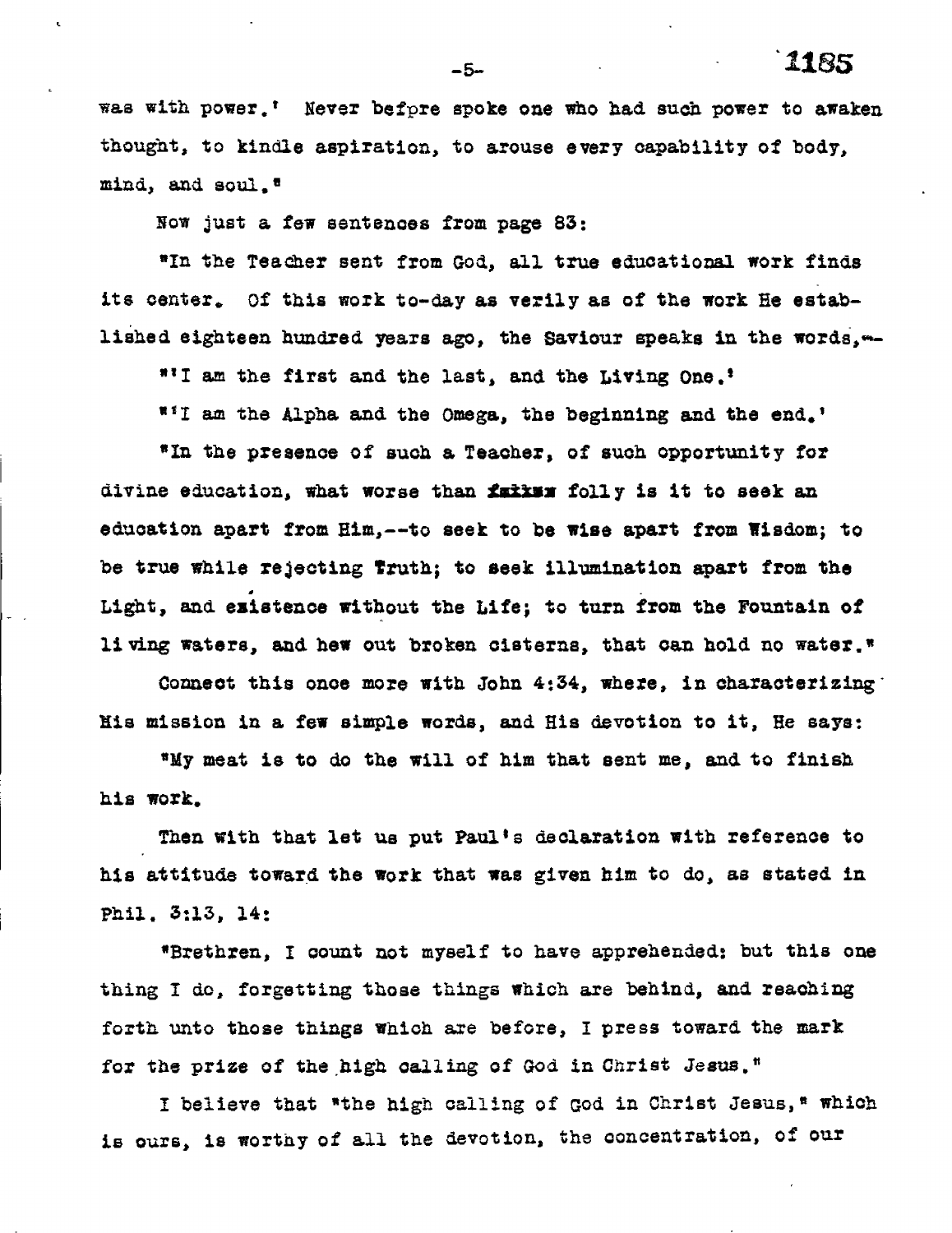was with power.' Never befpre spoke one who had such power to awaken thought, to kindle aspiration, to arouse every capability of body, mind, and soul."

Now just a few sentences from page 83:

"In the Teacher sent from God, all true educational work finds its center. Of this work to-day as verily as of the work He established eighteen hundred years ago, the Saviour speaks in the words,--

"'I am the first and the last, and the Living One.'

"'I am the Alpha and the Omega, the beginning and the end.'

"In the presence of such a Teacher, of such opportunity for divine education, what worse than ~~faikss~~ folly is it to seek an education apart from Him,--to seek to be wise apart from Wisdom; to be true while rejecting Truth; to seek illumination apart from the Light, and existence without the Life; to turn from the Fountain of living waters, and hew out broken cisterns, that can hold no water."

Connect this once more with John 4:34, where, in characterizing His mission in a few simple words, and His devotion to it, He says:

"My meat is to do the will of him that sent me, and to finish his work.

Then with that let us put Paul's declaration with reference to his attitude toward the work that was given him to do, as stated in Phil. 3:13, 14:

"Brethren, I count not myself to have apprehended: but this one thing I do, forgetting those things which are behind, and reaching forth unto those things which are before, I press toward the mark for the prize of the high calling of God in Christ Jesus."

I believe that "the high calling of God in Christ Jesus," which is ours, is worthy of all the devotion, the concentration, of our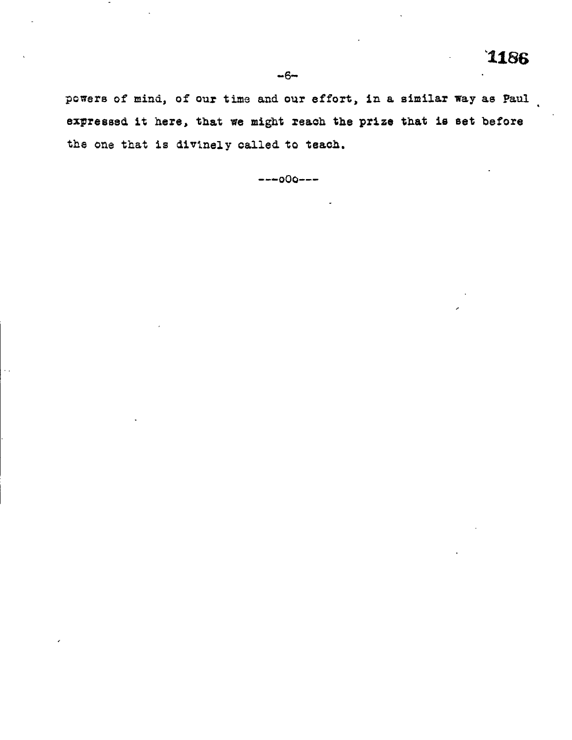powers of mind, of our time and our effort, in a similar way as Paul expressed it here, that we might reach the prize that is set before the one that is divinely called to teach.

---o0o---